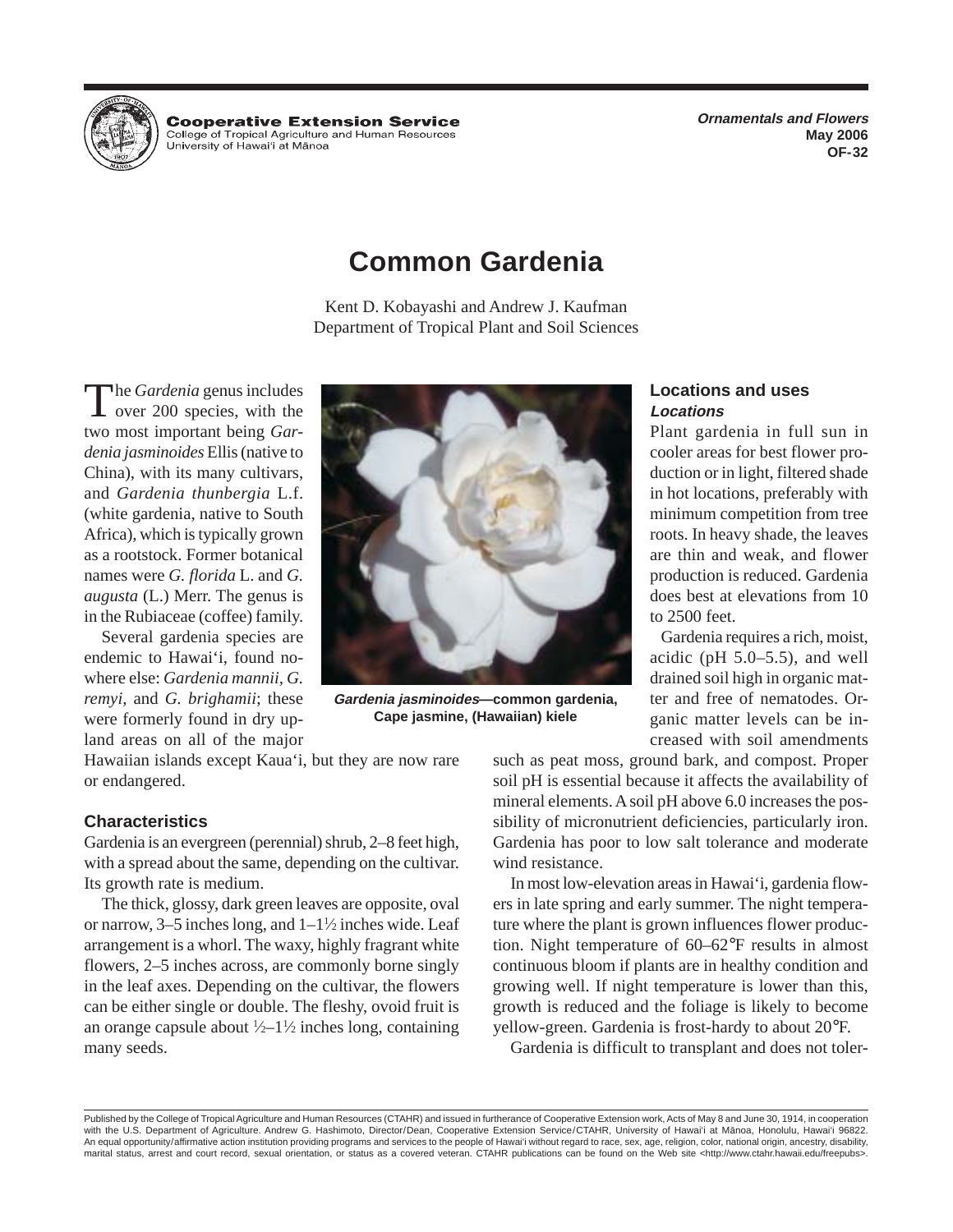Cooperative Extension Service
College of Tropical Agriculture and Human Resources
University of Hawai'i at Mānoa

*Ornamentals and Flowers*
May 2006
OF-32

# Common Gardenia

Kent D. Kobayashi and Andrew J. Kaufman
Department of Tropical Plant and Soil Sciences

The *Gardenia* genus includes over 200 species, with the two most important being *Gardenia jasminoides* Ellis (native to China), with its many cultivars, and *Gardenia thunbergia* L.f. (white gardenia, native to South Africa), which is typically grown as a rootstock. Former botanical names were *G. florida* L. and *G. augusta* (L.) Merr. The genus is in the Rubiaceae (coffee) family.

Several gardenia species are endemic to Hawai'i, found nowhere else: *Gardenia mannii, G. remyi*, and *G. brighamii*; these were formerly found in dry upland areas on all of the major Hawaiian islands except Kaua'i, but they are now rare or endangered.

***Gardenia jasminoides*—common gardenia, Cape jasmine, (Hawaiian) kiele**

## Characteristics

Gardenia is an evergreen (perennial) shrub, 2–8 feet high, with a spread about the same, depending on the cultivar. Its growth rate is medium.

The thick, glossy, dark green leaves are opposite, oval or narrow, 3–5 inches long, and 1–1½ inches wide. Leaf arrangement is a whorl. The waxy, highly fragrant white flowers, 2–5 inches across, are commonly borne singly in the leaf axes. Depending on the cultivar, the flowers can be either single or double. The fleshy, ovoid fruit is an orange capsule about ½–1½ inches long, containing many seeds.

## Locations and uses

### *Locations*

Plant gardenia in full sun in cooler areas for best flower production or in light, filtered shade in hot locations, preferably with minimum competition from tree roots. In heavy shade, the leaves are thin and weak, and flower production is reduced. Gardenia does best at elevations from 10 to 2500 feet.

Gardenia requires a rich, moist, acidic (pH 5.0–5.5), and well drained soil high in organic matter and free of nematodes. Organic matter levels can be increased with soil amendments such as peat moss, ground bark, and compost. Proper soil pH is essential because it affects the availability of mineral elements. A soil pH above 6.0 increases the possibility of micronutrient deficiencies, particularly iron. Gardenia has poor to low salt tolerance and moderate wind resistance.

In most low-elevation areas in Hawai'i, gardenia flowers in late spring and early summer. The night temperature where the plant is grown influences flower production. Night temperature of 60–62°F results in almost continuous bloom if plants are in healthy condition and growing well. If night temperature is lower than this, growth is reduced and the foliage is likely to become yellow-green. Gardenia is frost-hardy to about 20°F.

Gardenia is difficult to transplant and does not toler-

Published by the College of Tropical Agriculture and Human Resources (CTAHR) and issued in furtherance of Cooperative Extension work, Acts of May 8 and June 30, 1914, in cooperation with the U.S. Department of Agriculture. Andrew G. Hashimoto, Director/Dean, Cooperative Extension Service/CTAHR, University of Hawai'i at Mānoa, Honolulu, Hawai'i 96822. An equal opportunity/affirmative action institution providing programs and services to the people of Hawai'i without regard to race, sex, age, religion, color, national origin, ancestry, disability, marital status, arrest and court record, sexual orientation, or status as a covered veteran. CTAHR publications can be found on the Web site <http://www.ctahr.hawaii.edu/freepubs>.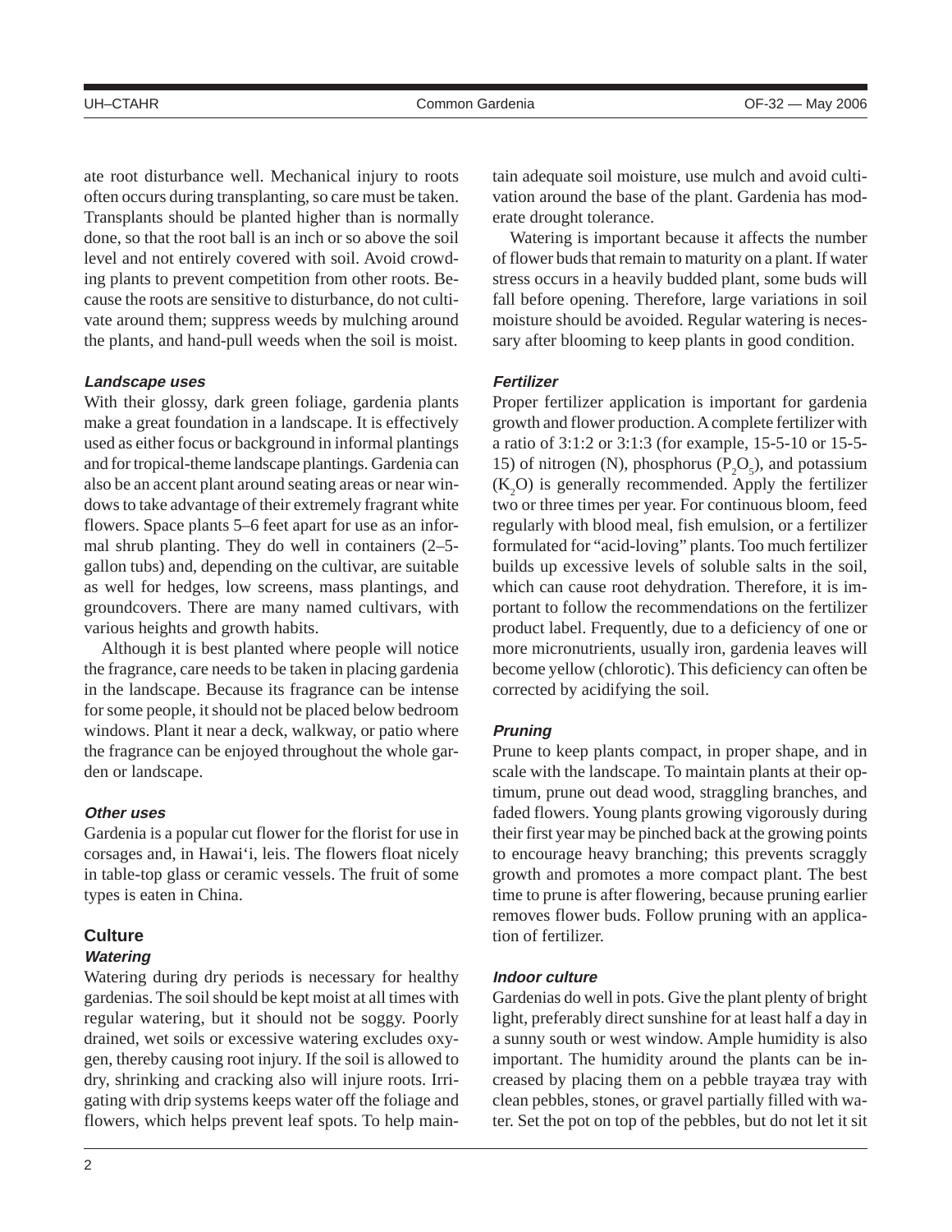ate root disturbance well. Mechanical injury to roots often occurs during transplanting, so care must be taken. Transplants should be planted higher than is normally done, so that the root ball is an inch or so above the soil level and not entirely covered with soil. Avoid crowding plants to prevent competition from other roots. Because the roots are sensitive to disturbance, do not cultivate around them; suppress weeds by mulching around the plants, and hand-pull weeds when the soil is moist.

### *Landscape uses*

With their glossy, dark green foliage, gardenia plants make a great foundation in a landscape. It is effectively used as either focus or background in informal plantings and for tropical-theme landscape plantings. Gardenia can also be an accent plant around seating areas or near windows to take advantage of their extremely fragrant white flowers. Space plants 5–6 feet apart for use as an informal shrub planting. They do well in containers (2–5-gallon tubs) and, depending on the cultivar, are suitable as well for hedges, low screens, mass plantings, and groundcovers. There are many named cultivars, with various heights and growth habits.

Although it is best planted where people will notice the fragrance, care needs to be taken in placing gardenia in the landscape. Because its fragrance can be intense for some people, it should not be placed below bedroom windows. Plant it near a deck, walkway, or patio where the fragrance can be enjoyed throughout the whole garden or landscape.

### *Other uses*

Gardenia is a popular cut flower for the florist for use in corsages and, in Hawai‘i, leis. The flowers float nicely in table-top glass or ceramic vessels. The fruit of some types is eaten in China.

## Culture

### *Watering*

Watering during dry periods is necessary for healthy gardenias. The soil should be kept moist at all times with regular watering, but it should not be soggy. Poorly drained, wet soils or excessive watering excludes oxygen, thereby causing root injury. If the soil is allowed to dry, shrinking and cracking also will injure roots. Irrigating with drip systems keeps water off the foliage and flowers, which helps prevent leaf spots. To help maintain adequate soil moisture, use mulch and avoid cultivation around the base of the plant. Gardenia has moderate drought tolerance.

Watering is important because it affects the number of flower buds that remain to maturity on a plant. If water stress occurs in a heavily budded plant, some buds will fall before opening. Therefore, large variations in soil moisture should be avoided. Regular watering is necessary after blooming to keep plants in good condition.

### *Fertilizer*

Proper fertilizer application is important for gardenia growth and flower production. A complete fertilizer with a ratio of 3:1:2 or 3:1:3 (for example, 15-5-10 or 15-5-15) of nitrogen (N), phosphorus ($P_2O_5$), and potassium ($K_2O$) is generally recommended. Apply the fertilizer two or three times per year. For continuous bloom, feed regularly with blood meal, fish emulsion, or a fertilizer formulated for “acid-loving” plants. Too much fertilizer builds up excessive levels of soluble salts in the soil, which can cause root dehydration. Therefore, it is important to follow the recommendations on the fertilizer product label. Frequently, due to a deficiency of one or more micronutrients, usually iron, gardenia leaves will become yellow (chlorotic). This deficiency can often be corrected by acidifying the soil.

### *Pruning*

Prune to keep plants compact, in proper shape, and in scale with the landscape. To maintain plants at their optimum, prune out dead wood, straggling branches, and faded flowers. Young plants growing vigorously during their first year may be pinched back at the growing points to encourage heavy branching; this prevents scraggly growth and promotes a more compact plant. The best time to prune is after flowering, because pruning earlier removes flower buds. Follow pruning with an application of fertilizer.

### *Indoor culture*

Gardenias do well in pots. Give the plant plenty of bright light, preferably direct sunshine for at least half a day in a sunny south or west window. Ample humidity is also important. The humidity around the plants can be increased by placing them on a pebble trayæa tray with clean pebbles, stones, or gravel partially filled with water. Set the pot on top of the pebbles, but do not let it sit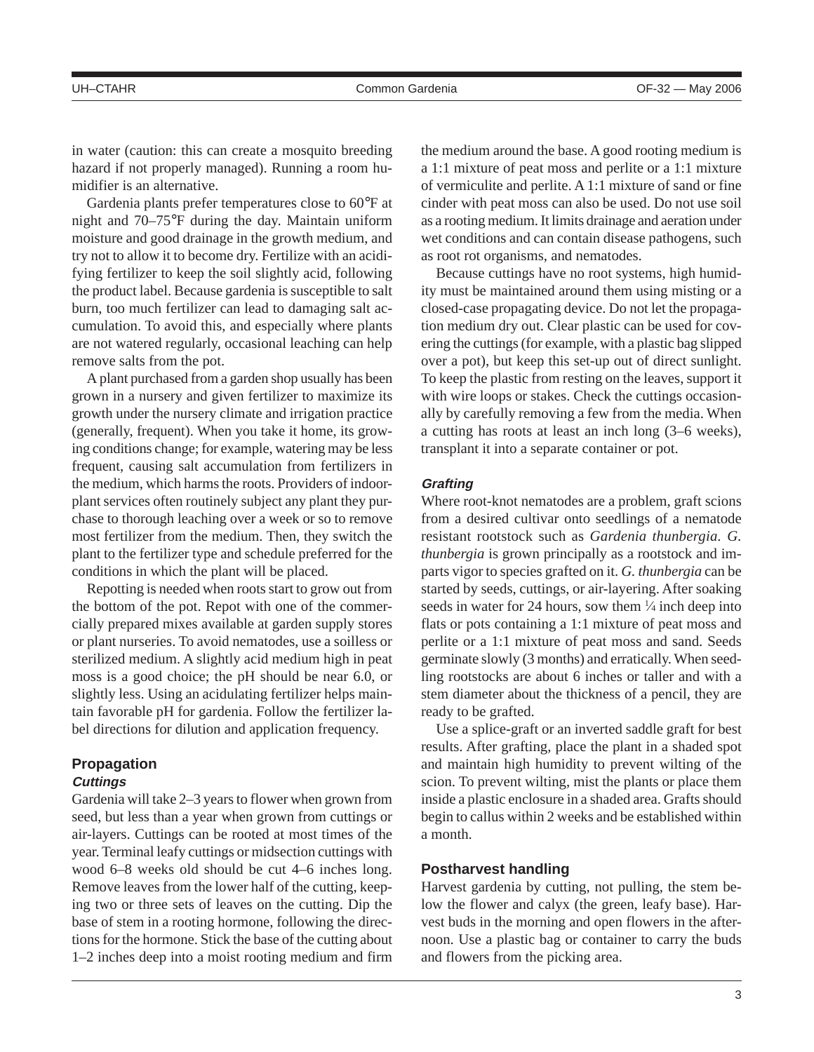in water (caution: this can create a mosquito breeding hazard if not properly managed). Running a room humidifier is an alternative.

Gardenia plants prefer temperatures close to 60°F at night and 70–75°F during the day. Maintain uniform moisture and good drainage in the growth medium, and try not to allow it to become dry. Fertilize with an acidifying fertilizer to keep the soil slightly acid, following the product label. Because gardenia is susceptible to salt burn, too much fertilizer can lead to damaging salt accumulation. To avoid this, and especially where plants are not watered regularly, occasional leaching can help remove salts from the pot.

A plant purchased from a garden shop usually has been grown in a nursery and given fertilizer to maximize its growth under the nursery climate and irrigation practice (generally, frequent). When you take it home, its growing conditions change; for example, watering may be less frequent, causing salt accumulation from fertilizers in the medium, which harms the roots. Providers of indoor-plant services often routinely subject any plant they purchase to thorough leaching over a week or so to remove most fertilizer from the medium. Then, they switch the plant to the fertilizer type and schedule preferred for the conditions in which the plant will be placed.

Repotting is needed when roots start to grow out from the bottom of the pot. Repot with one of the commercially prepared mixes available at garden supply stores or plant nurseries. To avoid nematodes, use a soilless or sterilized medium. A slightly acid medium high in peat moss is a good choice; the pH should be near 6.0, or slightly less. Using an acidulating fertilizer helps maintain favorable pH for gardenia. Follow the fertilizer label directions for dilution and application frequency.

## Propagation

### *Cuttings*

Gardenia will take 2–3 years to flower when grown from seed, but less than a year when grown from cuttings or air-layers. Cuttings can be rooted at most times of the year. Terminal leafy cuttings or midsection cuttings with wood 6–8 weeks old should be cut 4–6 inches long. Remove leaves from the lower half of the cutting, keeping two or three sets of leaves on the cutting. Dip the base of stem in a rooting hormone, following the directions for the hormone. Stick the base of the cutting about 1–2 inches deep into a moist rooting medium and firm the medium around the base. A good rooting medium is a 1:1 mixture of peat moss and perlite or a 1:1 mixture of vermiculite and perlite. A 1:1 mixture of sand or fine cinder with peat moss can also be used. Do not use soil as a rooting medium. It limits drainage and aeration under wet conditions and can contain disease pathogens, such as root rot organisms, and nematodes.

Because cuttings have no root systems, high humidity must be maintained around them using misting or a closed-case propagating device. Do not let the propagation medium dry out. Clear plastic can be used for covering the cuttings (for example, with a plastic bag slipped over a pot), but keep this set-up out of direct sunlight. To keep the plastic from resting on the leaves, support it with wire loops or stakes. Check the cuttings occasionally by carefully removing a few from the media. When a cutting has roots at least an inch long (3–6 weeks), transplant it into a separate container or pot.

### *Grafting*

Where root-knot nematodes are a problem, graft scions from a desired cultivar onto seedlings of a nematode resistant rootstock such as *Gardenia thunbergia*. *G. thunbergia* is grown principally as a rootstock and imparts vigor to species grafted on it. *G. thunbergia* can be started by seeds, cuttings, or air-layering. After soaking seeds in water for 24 hours, sow them ¼ inch deep into flats or pots containing a 1:1 mixture of peat moss and perlite or a 1:1 mixture of peat moss and sand. Seeds germinate slowly (3 months) and erratically. When seedling rootstocks are about 6 inches or taller and with a stem diameter about the thickness of a pencil, they are ready to be grafted.

Use a splice-graft or an inverted saddle graft for best results. After grafting, place the plant in a shaded spot and maintain high humidity to prevent wilting of the scion. To prevent wilting, mist the plants or place them inside a plastic enclosure in a shaded area. Grafts should begin to callus within 2 weeks and be established within a month.

## Postharvest handling

Harvest gardenia by cutting, not pulling, the stem below the flower and calyx (the green, leafy base). Harvest buds in the morning and open flowers in the afternoon. Use a plastic bag or container to carry the buds and flowers from the picking area.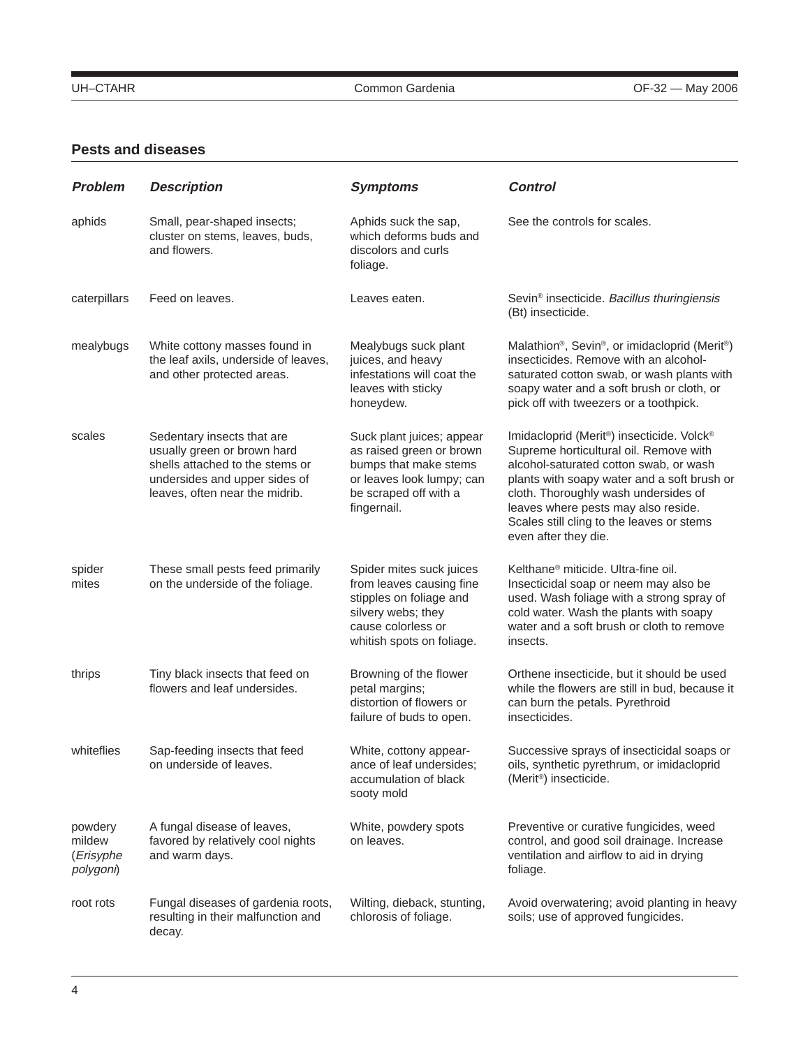## Pests and diseases

| ***Problem*** | ***Description*** | ***Symptoms*** | ***Control*** |
|---|---|---|---|
| aphids | Small, pear-shaped insects; cluster on stems, leaves, buds, and flowers. | Aphids suck the sap, which deforms buds and discolors and curls foliage. | See the controls for scales. |
| caterpillars | Feed on leaves. | Leaves eaten. | Sevin® insecticide. *Bacillus thuringiensis* (Bt) insecticide. |
| mealybugs | White cottony masses found in the leaf axils, underside of leaves, and other protected areas. | Mealybugs suck plant juices, and heavy infestations will coat the leaves with sticky honeydew. | Malathion®, Sevin®, or imidacloprid (Merit®) insecticides. Remove with an alcohol-saturated cotton swab, or wash plants with soapy water and a soft brush or cloth, or pick off with tweezers or a toothpick. |
| scales | Sedentary insects that are usually green or brown hard shells attached to the stems or undersides and upper sides of leaves, often near the midrib. | Suck plant juices; appear as raised green or brown bumps that make stems or leaves look lumpy; can be scraped off with a fingernail. | Imidacloprid (Merit®) insecticide. Volck® Supreme horticultural oil. Remove with alcohol-saturated cotton swab, or wash plants with soapy water and a soft brush or cloth. Thoroughly wash undersides of leaves where pests may also reside. Scales still cling to the leaves or stems even after they die. |
| spider mites | These small pests feed primarily on the underside of the foliage. | Spider mites suck juices from leaves causing fine stipples on foliage and silvery webs; they cause colorless or whitish spots on foliage. | Kelthane® miticide. Ultra-fine oil. Insecticidal soap or neem may also be used. Wash foliage with a strong spray of cold water. Wash the plants with soapy water and a soft brush or cloth to remove insects. |
| thrips | Tiny black insects that feed on flowers and leaf undersides. | Browning of the flower petal margins; distortion of flowers or failure of buds to open. | Orthene insecticide, but it should be used while the flowers are still in bud, because it can burn the petals. Pyrethroid insecticides. |
| whiteflies | Sap-feeding insects that feed on underside of leaves. | White, cottony appearance of leaf undersides; accumulation of black sooty mold | Successive sprays of insecticidal soaps or oils, synthetic pyrethrum, or imidacloprid (Merit®) insecticide. |
| powdery mildew (*Erisyphe polygoni*) | A fungal disease of leaves, favored by relatively cool nights and warm days. | White, powdery spots on leaves. | Preventive or curative fungicides, weed control, and good soil drainage. Increase ventilation and airflow to aid in drying foliage. |
| root rots | Fungal diseases of gardenia roots, resulting in their malfunction and decay. | Wilting, dieback, stunting, chlorosis of foliage. | Avoid overwatering; avoid planting in heavy soils; use of approved fungicides. |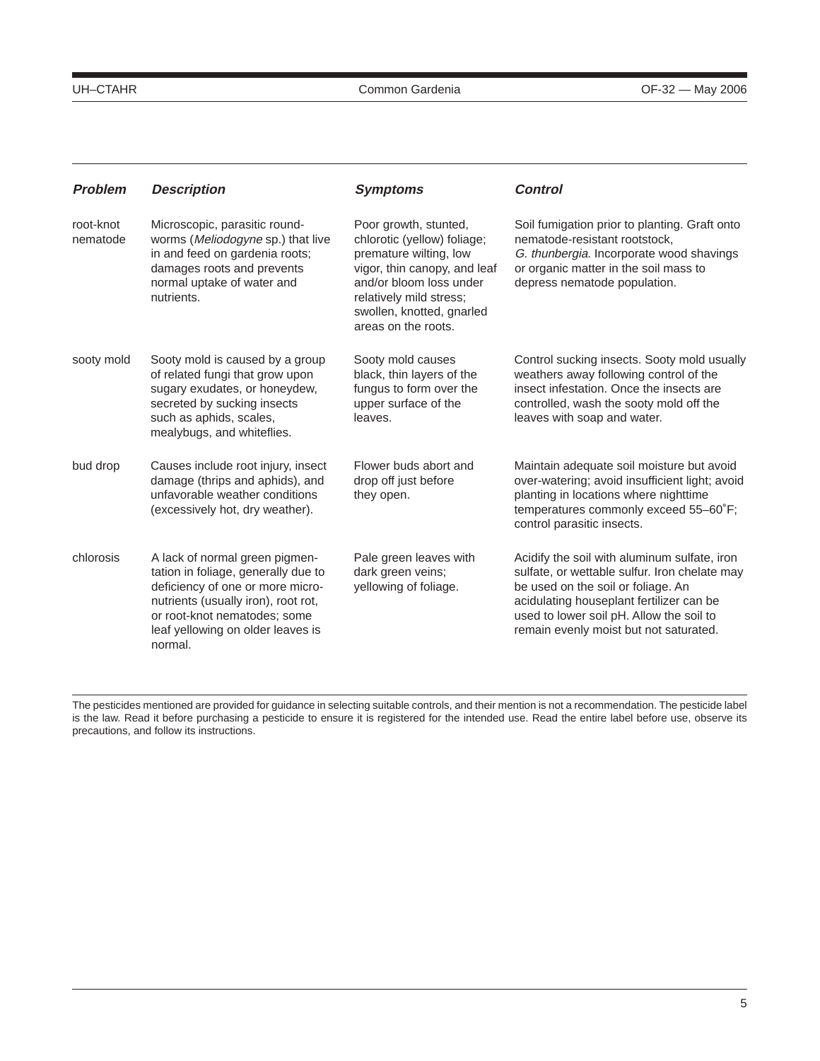| **Problem** | **Description** | **Symptoms** | **Control** |
|---|---|---|---|
| root-knot nematode | Microscopic, parasitic round-worms (*Meliodogyne* sp.) that live in and feed on gardenia roots; damages roots and prevents normal uptake of water and nutrients. | Poor growth, stunted, chlorotic (yellow) foliage; premature wilting, low vigor, thin canopy, and leaf and/or bloom loss under relatively mild stress; swollen, knotted, gnarled areas on the roots. | Soil fumigation prior to planting. Graft onto nematode-resistant rootstock, *G. thunbergia.* Incorporate wood shavings or organic matter in the soil mass to depress nematode population. |
| sooty mold | Sooty mold is caused by a group of related fungi that grow upon sugary exudates, or honeydew, secreted by sucking insects such as aphids, scales, mealybugs, and whiteflies. | Sooty mold causes black, thin layers of the fungus to form over the upper surface of the leaves. | Control sucking insects. Sooty mold usually weathers away following control of the insect infestation. Once the insects are controlled, wash the sooty mold off the leaves with soap and water. |
| bud drop | Causes include root injury, insect damage (thrips and aphids), and unfavorable weather conditions (excessively hot, dry weather). | Flower buds abort and drop off just before they open. | Maintain adequate soil moisture but avoid over-watering; avoid insufficient light; avoid planting in locations where nighttime temperatures commonly exceed 55–60˚F; control parasitic insects. |
| chlorosis | A lack of normal green pigmentation in foliage, generally due to deficiency of one or more micronutrients (usually iron), root rot, or root-knot nematodes; some leaf yellowing on older leaves is normal. | Pale green leaves with dark green veins; yellowing of foliage. | Acidify the soil with aluminum sulfate, iron sulfate, or wettable sulfur. Iron chelate may be used on the soil or foliage. An acidulating houseplant fertilizer can be used to lower soil pH. Allow the soil to remain evenly moist but not saturated. |

The pesticides mentioned are provided for guidance in selecting suitable controls, and their mention is not a recommendation. The pesticide label is the law. Read it before purchasing a pesticide to ensure it is registered for the intended use. Read the entire label before use, observe its precautions, and follow its instructions.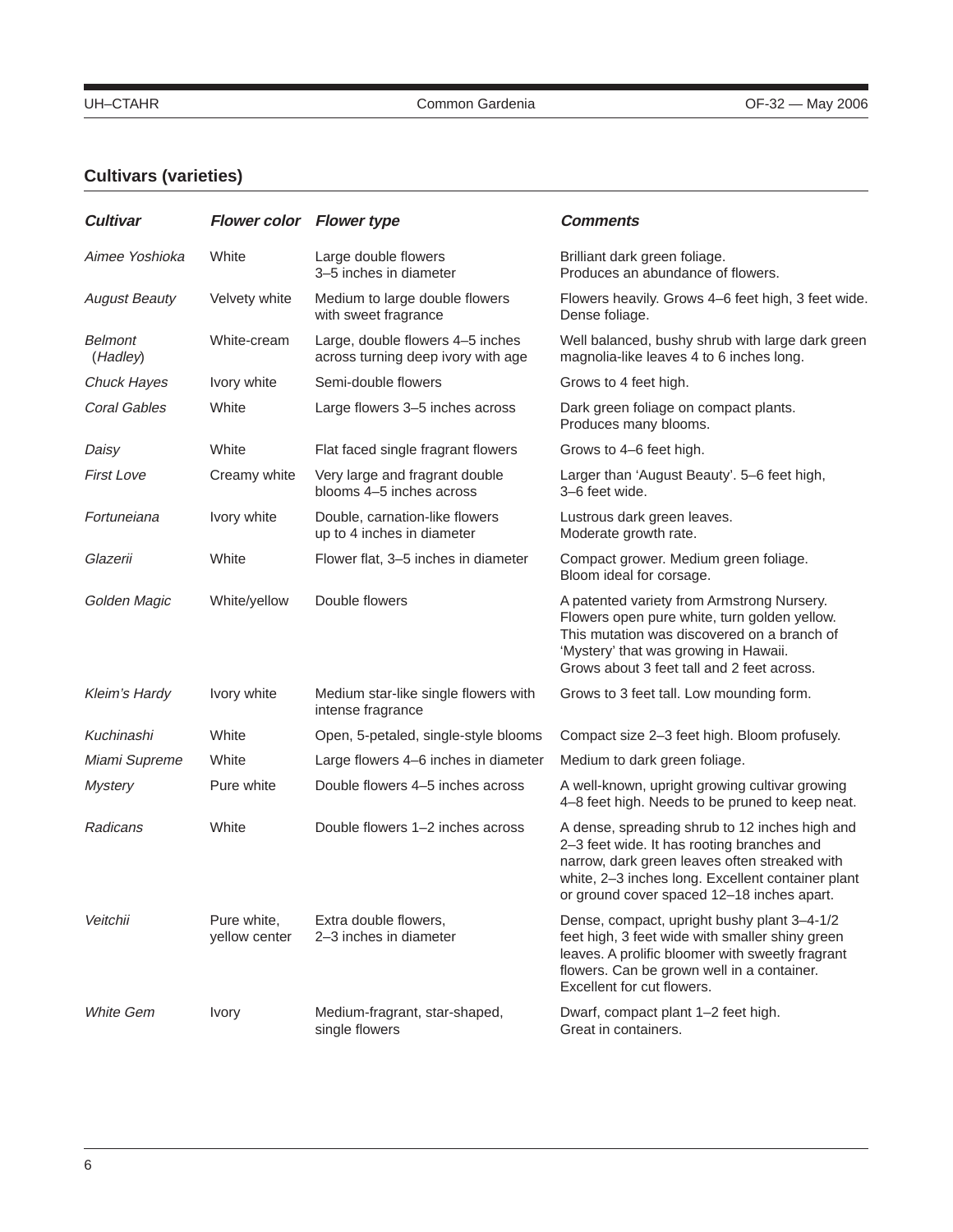## Cultivars (varieties)

| *Cultivar* | *Flower color* | *Flower type* | *Comments* |
|---|---|---|---|
| *Aimee Yoshioka* | White | Large double flowers 3–5 inches in diameter | Brilliant dark green foliage. Produces an abundance of flowers. |
| *August Beauty* | Velvety white | Medium to large double flowers with sweet fragrance | Flowers heavily. Grows 4–6 feet high, 3 feet wide. Dense foliage. |
| *Belmont* (*Hadley*) | White-cream | Large, double flowers 4–5 inches across turning deep ivory with age | Well balanced, bushy shrub with large dark green magnolia-like leaves 4 to 6 inches long. |
| *Chuck Hayes* | Ivory white | Semi-double flowers | Grows to 4 feet high. |
| *Coral Gables* | White | Large flowers 3–5 inches across | Dark green foliage on compact plants. Produces many blooms. |
| *Daisy* | White | Flat faced single fragrant flowers | Grows to 4–6 feet high. |
| *First Love* | Creamy white | Very large and fragrant double blooms 4–5 inches across | Larger than 'August Beauty'. 5–6 feet high, 3–6 feet wide. |
| *Fortuneiana* | Ivory white | Double, carnation-like flowers up to 4 inches in diameter | Lustrous dark green leaves. Moderate growth rate. |
| *Glazerii* | White | Flower flat, 3–5 inches in diameter | Compact grower. Medium green foliage. Bloom ideal for corsage. |
| *Golden Magic* | White/yellow | Double flowers | A patented variety from Armstrong Nursery. Flowers open pure white, turn golden yellow. This mutation was discovered on a branch of 'Mystery' that was growing in Hawaii. Grows about 3 feet tall and 2 feet across. |
| *Kleim's Hardy* | Ivory white | Medium star-like single flowers with intense fragrance | Grows to 3 feet tall. Low mounding form. |
| *Kuchinashi* | White | Open, 5-petaled, single-style blooms | Compact size 2–3 feet high. Bloom profusely. |
| *Miami Supreme* | White | Large flowers 4–6 inches in diameter | Medium to dark green foliage. |
| *Mystery* | Pure white | Double flowers 4–5 inches across | A well-known, upright growing cultivar growing 4–8 feet high. Needs to be pruned to keep neat. |
| *Radicans* | White | Double flowers 1–2 inches across | A dense, spreading shrub to 12 inches high and 2–3 feet wide. It has rooting branches and narrow, dark green leaves often streaked with white, 2–3 inches long. Excellent container plant or ground cover spaced 12–18 inches apart. |
| *Veitchii* | Pure white, yellow center | Extra double flowers, 2–3 inches in diameter | Dense, compact, upright bushy plant 3–4-1/2 feet high, 3 feet wide with smaller shiny green leaves. A prolific bloomer with sweetly fragrant flowers. Can be grown well in a container. Excellent for cut flowers. |
| *White Gem* | Ivory | Medium-fragrant, star-shaped, single flowers | Dwarf, compact plant 1–2 feet high. Great in containers. |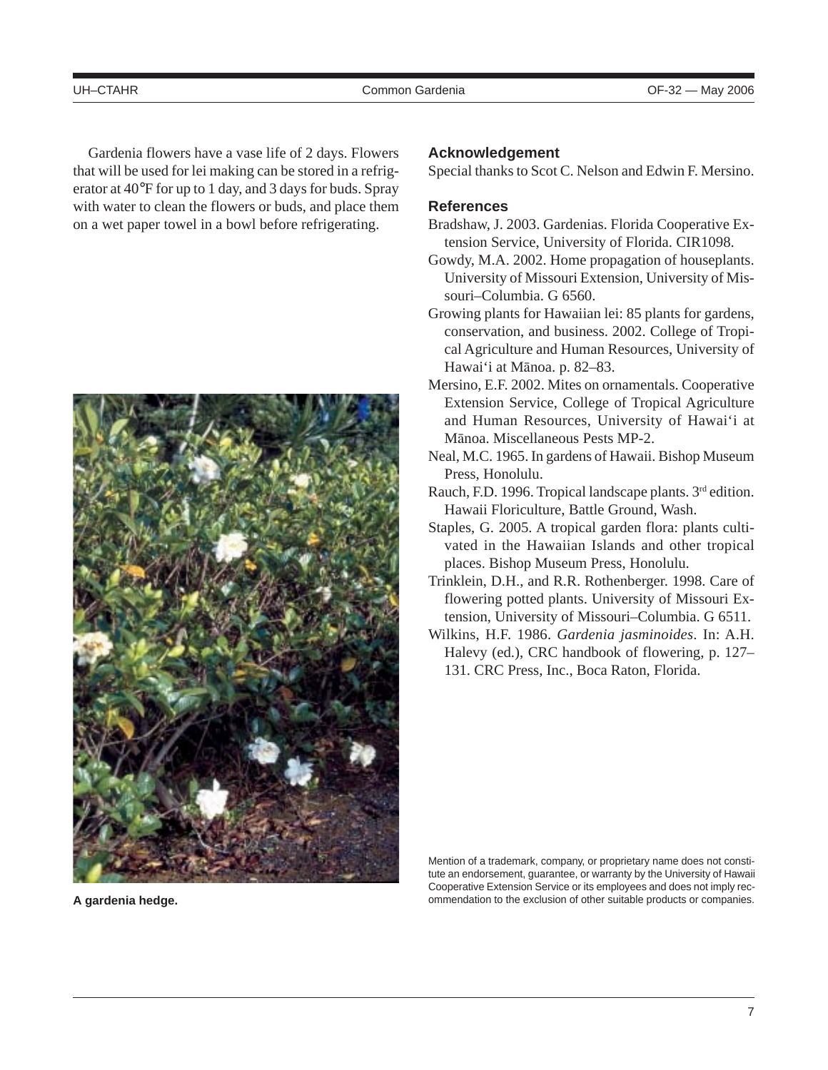Gardenia flowers have a vase life of 2 days. Flowers that will be used for lei making can be stored in a refrigerator at 40°F for up to 1 day, and 3 days for buds. Spray with water to clean the flowers or buds, and place them on a wet paper towel in a bowl before refrigerating.

**A gardenia hedge.**

### Acknowledgement

Special thanks to Scot C. Nelson and Edwin F. Mersino.

### References

Bradshaw, J. 2003. Gardenias. Florida Cooperative Extension Service, University of Florida. CIR1098.

Gowdy, M.A. 2002. Home propagation of houseplants. University of Missouri Extension, University of Missouri–Columbia. G 6560.

Growing plants for Hawaiian lei: 85 plants for gardens, conservation, and business. 2002. College of Tropical Agriculture and Human Resources, University of Hawai'i at Mānoa. p. 82–83.

Mersino, E.F. 2002. Mites on ornamentals. Cooperative Extension Service, College of Tropical Agriculture and Human Resources, University of Hawai'i at Mānoa. Miscellaneous Pests MP-2.

Neal, M.C. 1965. In gardens of Hawaii. Bishop Museum Press, Honolulu.

Rauch, F.D. 1996. Tropical landscape plants. 3rd edition. Hawaii Floriculture, Battle Ground, Wash.

Staples, G. 2005. A tropical garden flora: plants cultivated in the Hawaiian Islands and other tropical places. Bishop Museum Press, Honolulu.

Trinklein, D.H., and R.R. Rothenberger. 1998. Care of flowering potted plants. University of Missouri Extension, University of Missouri–Columbia. G 6511.

Wilkins, H.F. 1986. *Gardenia jasminoides*. In: A.H. Halevy (ed.), CRC handbook of flowering, p. 127–131. CRC Press, Inc., Boca Raton, Florida.

Mention of a trademark, company, or proprietary name does not constitute an endorsement, guarantee, or warranty by the University of Hawaii Cooperative Extension Service or its employees and does not imply recommendation to the exclusion of other suitable products or companies.